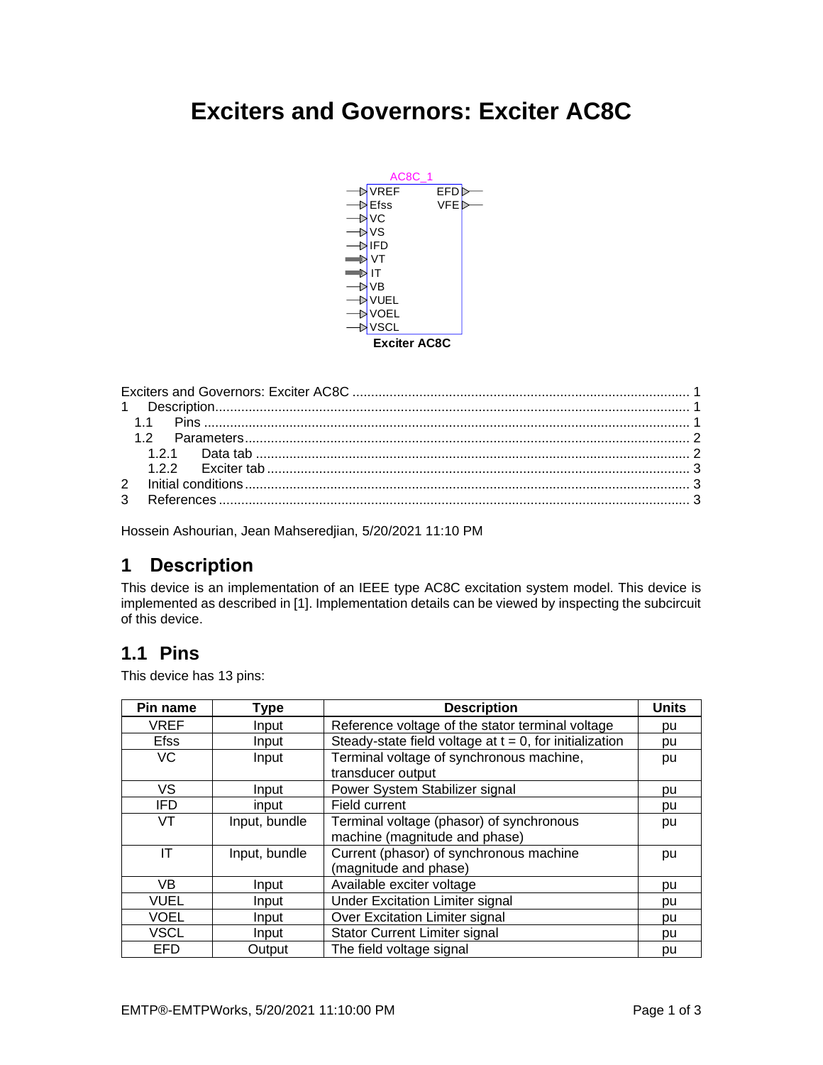# Exciters and Governors: Exciter AC8C

AC8C_1

VREF, Efss, VC, VS, IFD, VT, IT, VB, VUEL, VOEL, VSCL — EFD, VFE

**Exciter AC8C**

Exciters and Governors: Exciter AC8C .......... 1
1 Description .......... 1
1.1 Pins .......... 1
1.2 Parameters .......... 2
1.2.1 Data tab .......... 2
1.2.2 Exciter tab .......... 3
2 Initial conditions .......... 3
3 References .......... 3

Hossein Ashourian, Jean Mahseredjian, 5/20/2021 11:10 PM

## 1 Description

This device is an implementation of an IEEE type AC8C excitation system model. This device is implemented as described in [1]. Implementation details can be viewed by inspecting the subcircuit of this device.

## 1.1 Pins

This device has 13 pins:

| Pin name | Type | Description | Units |
|---|---|---|---|
| VREF | Input | Reference voltage of the stator terminal voltage | pu |
| Efss | Input | Steady-state field voltage at t = 0, for initialization | pu |
| VC | Input | Terminal voltage of synchronous machine, transducer output | pu |
| VS | Input | Power System Stabilizer signal | pu |
| IFD | input | Field current | pu |
| VT | Input, bundle | Terminal voltage (phasor) of synchronous machine (magnitude and phase) | pu |
| IT | Input, bundle | Current (phasor) of synchronous machine (magnitude and phase) | pu |
| VB | Input | Available exciter voltage | pu |
| VUEL | Input | Under Excitation Limiter signal | pu |
| VOEL | Input | Over Excitation Limiter signal | pu |
| VSCL | Input | Stator Current Limiter signal | pu |
| EFD | Output | The field voltage signal | pu |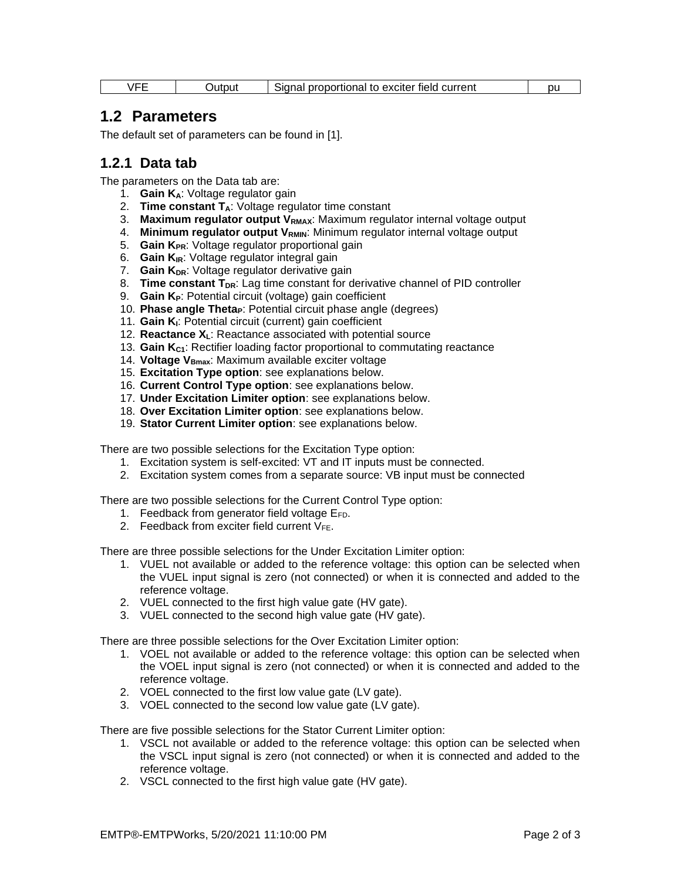| VFE | Output | Signal proportional to exciter field current | pu |
|---|---|---|---|

## 1.2 Parameters

The default set of parameters can be found in [1].

### 1.2.1 Data tab

The parameters on the Data tab are:

1. **Gain $K_A$**: Voltage regulator gain
2. **Time constant $T_A$**: Voltage regulator time constant
3. **Maximum regulator output $V_{RMAX}$**: Maximum regulator internal voltage output
4. **Minimum regulator output $V_{RMIN}$**: Minimum regulator internal voltage output
5. **Gain $K_{PR}$**: Voltage regulator proportional gain
6. **Gain $K_{IR}$**: Voltage regulator integral gain
7. **Gain $K_{DR}$**: Voltage regulator derivative gain
8. **Time constant $T_{DR}$**: Lag time constant for derivative channel of PID controller
9. **Gain $K_P$**: Potential circuit (voltage) gain coefficient
10. **Phase angle $Theta_P$**: Potential circuit phase angle (degrees)
11. **Gain $K_I$**: Potential circuit (current) gain coefficient
12. **Reactance $X_L$**: Reactance associated with potential source
13. **Gain $K_{C1}$**: Rectifier loading factor proportional to commutating reactance
14. **Voltage $V_{Bmax}$**: Maximum available exciter voltage
15. **Excitation Type option**: see explanations below.
16. **Current Control Type option**: see explanations below.
17. **Under Excitation Limiter option**: see explanations below.
18. **Over Excitation Limiter option**: see explanations below.
19. **Stator Current Limiter option**: see explanations below.

There are two possible selections for the Excitation Type option:

1. Excitation system is self-excited: VT and IT inputs must be connected.
2. Excitation system comes from a separate source: VB input must be connected

There are two possible selections for the Current Control Type option:

1. Feedback from generator field voltage $E_{FD}$.
2. Feedback from exciter field current $V_{FE}$.

There are three possible selections for the Under Excitation Limiter option:

1. VUEL not available or added to the reference voltage: this option can be selected when the VUEL input signal is zero (not connected) or when it is connected and added to the reference voltage.
2. VUEL connected to the first high value gate (HV gate).
3. VUEL connected to the second high value gate (HV gate).

There are three possible selections for the Over Excitation Limiter option:

1. VOEL not available or added to the reference voltage: this option can be selected when the VOEL input signal is zero (not connected) or when it is connected and added to the reference voltage.
2. VOEL connected to the first low value gate (LV gate).
3. VOEL connected to the second low value gate (LV gate).

There are five possible selections for the Stator Current Limiter option:

1. VSCL not available or added to the reference voltage: this option can be selected when the VSCL input signal is zero (not connected) or when it is connected and added to the reference voltage.
2. VSCL connected to the first high value gate (HV gate).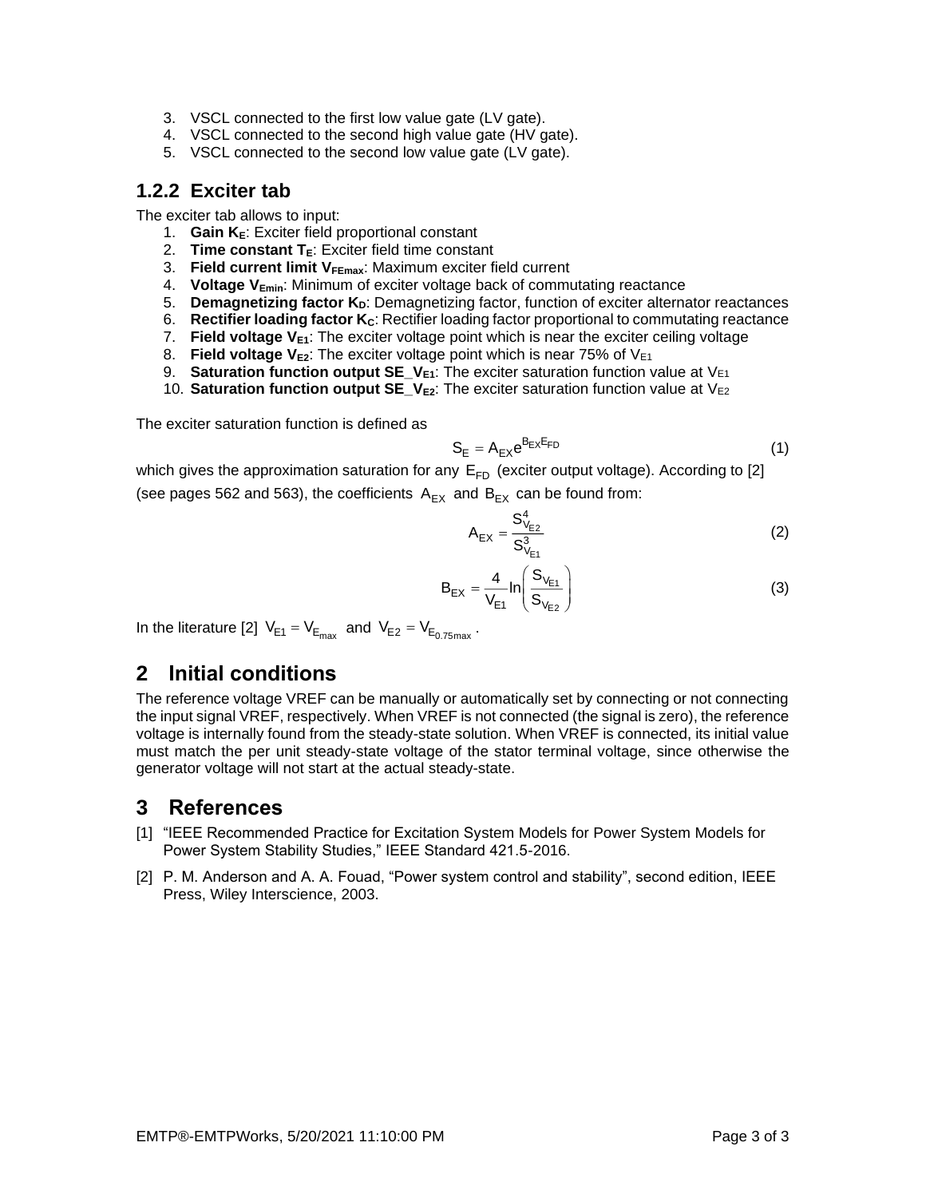3. VSCL connected to the first low value gate (LV gate).
4. VSCL connected to the second high value gate (HV gate).
5. VSCL connected to the second low value gate (LV gate).

### 1.2.2 Exciter tab

The exciter tab allows to input:

1. **Gain $K_E$**: Exciter field proportional constant
2. **Time constant $T_E$**: Exciter field time constant
3. **Field current limit $V_{FEmax}$**: Maximum exciter field current
4. **Voltage $V_{Emin}$**: Minimum of exciter voltage back of commutating reactance
5. **Demagnetizing factor $K_D$**: Demagnetizing factor, function of exciter alternator reactances
6. **Rectifier loading factor $K_C$**: Rectifier loading factor proportional to commutating reactance
7. **Field voltage $V_{E1}$**: The exciter voltage point which is near the exciter ceiling voltage
8. **Field voltage $V_{E2}$**: The exciter voltage point which is near 75% of $V_{E1}$
9. **Saturation function output SE_$V_{E1}$**: The exciter saturation function value at $V_{E1}$
10. **Saturation function output SE_$V_{E2}$**: The exciter saturation function value at $V_{E2}$

The exciter saturation function is defined as

$$S_E = A_{EX} e^{B_{EX} E_{FD}} \tag{1}$$

which gives the approximation saturation for any $E_{FD}$ (exciter output voltage). According to [2] (see pages 562 and 563), the coefficients $A_{EX}$ and $B_{EX}$ can be found from:

$$A_{EX} = \frac{S_{V_{E2}}^4}{S_{V_{E1}}^3} \tag{2}$$

$$B_{EX} = \frac{4}{V_{E1}} \ln\left(\frac{S_{V_{E1}}}{S_{V_{E2}}}\right) \tag{3}$$

In the literature [2] $V_{E1} = V_{E_{max}}$ and $V_{E2} = V_{E_{0.75max}}$.

## 2 Initial conditions

The reference voltage VREF can be manually or automatically set by connecting or not connecting the input signal VREF, respectively. When VREF is not connected (the signal is zero), the reference voltage is internally found from the steady-state solution. When VREF is connected, its initial value must match the per unit steady-state voltage of the stator terminal voltage, since otherwise the generator voltage will not start at the actual steady-state.

## 3 References

[1] "IEEE Recommended Practice for Excitation System Models for Power System Models for Power System Stability Studies," IEEE Standard 421.5-2016.

[2] P. M. Anderson and A. A. Fouad, "Power system control and stability", second edition, IEEE Press, Wiley Interscience, 2003.